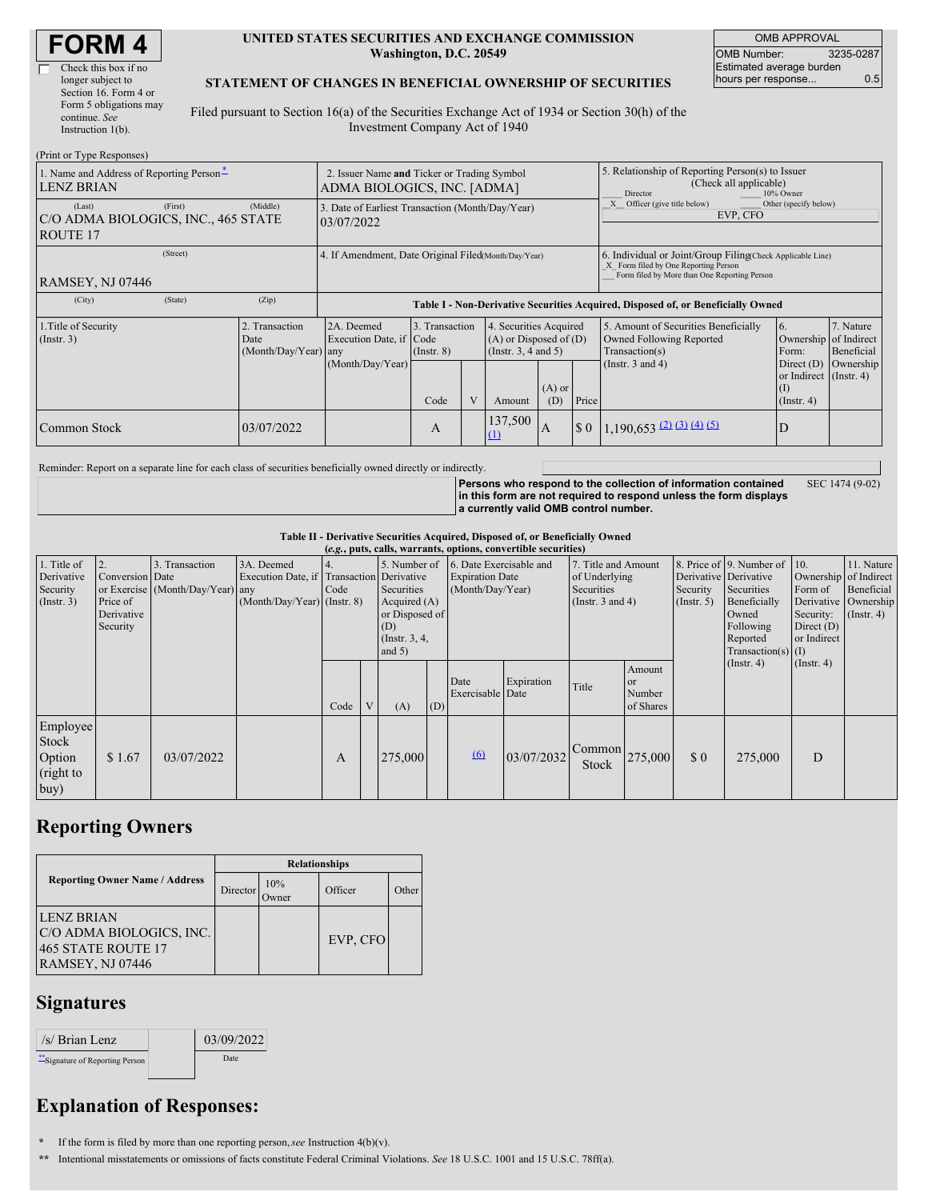# FORM 4

☐ Check this box if no longer subject to Section 16. Form 4 or Form 5 obligations may continue. *See* Instruction 1(b).

**UNITED STATES SECURITIES AND EXCHANGE COMMISSION**
**Washington, D.C. 20549**

**STATEMENT OF CHANGES IN BENEFICIAL OWNERSHIP OF SECURITIES**

Filed pursuant to Section 16(a) of the Securities Exchange Act of 1934 or Section 30(h) of the Investment Company Act of 1940

| OMB APPROVAL | |
|---|---|
| OMB Number: | 3235-0287 |
| Estimated average burden hours per response... | 0.5 |

(Print or Type Responses)

| | |
|---|---|
| 1. Name and Address of Reporting Person* | LENZ BRIAN |
| (Last) (First) (Middle) | C/O ADMA BIOLOGICS, INC., 465 STATE ROUTE 17 |
| (Street) | RAMSEY, NJ 07446 |
| (City) (State) (Zip) | |
| 2. Issuer Name **and** Ticker or Trading Symbol | ADMA BIOLOGICS, INC. [ADMA] |
| 3. Date of Earliest Transaction (Month/Day/Year) | 03/07/2022 |
| 4. If Amendment, Date Original Filed (Month/Day/Year) | |
| 5. Relationship of Reporting Person(s) to Issuer (Check all applicable) | ___ Director ___ 10% Owner _X_ Officer (give title below) ___ Other (specify below) — EVP, CFO |
| 6. Individual or Joint/Group Filing (Check Applicable Line) | _X_ Form filed by One Reporting Person ___ Form filed by More than One Reporting Person |

**Table I - Non-Derivative Securities Acquired, Disposed of, or Beneficially Owned**

| 1.Title of Security (Instr. 3) | 2. Transaction Date (Month/Day/Year) | 2A. Deemed Execution Date, if any (Month/Day/Year) | 3. Transaction Code (Instr. 8) Code | V | 4. Securities Acquired (A) or Disposed of (D) (Instr. 3, 4 and 5) Amount | (A) or (D) | Price | 5. Amount of Securities Beneficially Owned Following Reported Transaction(s) (Instr. 3 and 4) | 6. Ownership Form: Direct (D) or Indirect (I) (Instr. 4) | 7. Nature of Indirect Beneficial Ownership (Instr. 4) |
|---|---|---|---|---|---|---|---|---|---|---|
| Common Stock | 03/07/2022 | | A | | 137,500 (1) | A | $ 0 | 1,190,653 (2) (3) (4) (5) | D | |

Reminder: Report on a separate line for each class of securities beneficially owned directly or indirectly.

**Persons who respond to the collection of information contained in this form are not required to respond unless the form displays a currently valid OMB control number.** SEC 1474 (9-02)

**Table II - Derivative Securities Acquired, Disposed of, or Beneficially Owned**
***(e.g.*, puts, calls, warrants, options, convertible securities)**

| 1. Title of Derivative Security (Instr. 3) | 2. Conversion or Exercise Price of Derivative Security | 3. Transaction Date (Month/Day/Year) | 3A. Deemed Execution Date, if any (Month/Day/Year) | 4. Transaction Code (Instr. 8) Code | V | 5. Number of Derivative Securities Acquired (A) or Disposed of (D) (Instr. 3, 4, and 5) (A) | (D) | 6. Date Exercisable and Expiration Date (Month/Day/Year) Date Exercisable | Expiration Date | 7. Title and Amount of Underlying Securities (Instr. 3 and 4) Title | Amount or Number of Shares | 8. Price of Derivative Security (Instr. 5) | 9. Number of Derivative Securities Beneficially Owned Following Reported Transaction(s) (Instr. 4) | 10. Ownership Form of Derivative Security: Direct (D) or Indirect (I) (Instr. 4) | 11. Nature of Indirect Beneficial Ownership (Instr. 4) |
|---|---|---|---|---|---|---|---|---|---|---|---|---|---|---|---|
| Employee Stock Option (right to buy) | $ 1.67 | 03/07/2022 | | A | | 275,000 | | (6) | 03/07/2032 | Common Stock | 275,000 | $ 0 | 275,000 | D | |

## Reporting Owners

| Reporting Owner Name / Address | Relationships: Director | 10% Owner | Officer | Other |
|---|---|---|---|---|
| LENZ BRIAN<br>C/O ADMA BIOLOGICS, INC.<br>465 STATE ROUTE 17<br>RAMSEY, NJ 07446 | | | EVP, CFO | |

## Signatures

| | |
|---|---|
| /s/ Brian Lenz | 03/09/2022 |
| **Signature of Reporting Person | Date |

## Explanation of Responses:

\* If the form is filed by more than one reporting person, *see* Instruction 4(b)(v).

\*\* Intentional misstatements or omissions of facts constitute Federal Criminal Violations. *See* 18 U.S.C. 1001 and 15 U.S.C. 78ff(a).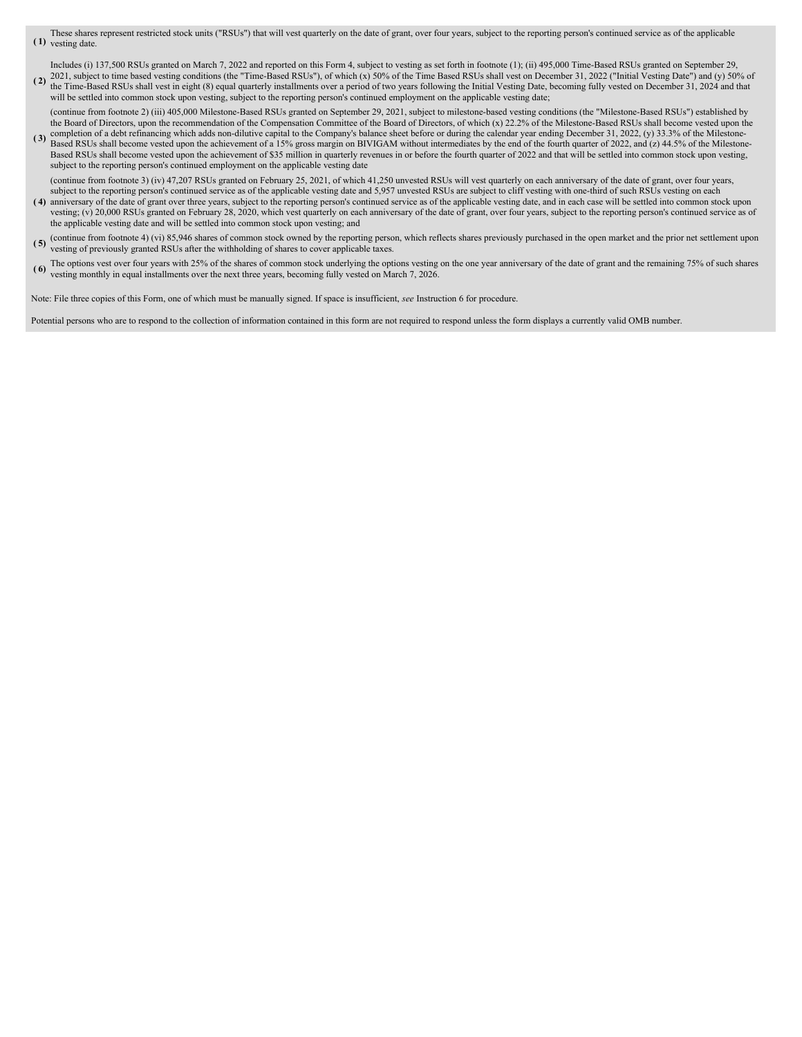| | |
|---|---|
| (1) | These shares represent restricted stock units ("RSUs") that will vest quarterly on the date of grant, over four years, subject to the reporting person's continued service as of the applicable vesting date. |
| (2) | Includes (i) 137,500 RSUs granted on March 7, 2022 and reported on this Form 4, subject to vesting as set forth in footnote (1); (ii) 495,000 Time-Based RSUs granted on September 29, 2021, subject to time based vesting conditions (the "Time-Based RSUs"), of which (x) 50% of the Time Based RSUs shall vest on December 31, 2022 ("Initial Vesting Date") and (y) 50% of the Time-Based RSUs shall vest in eight (8) equal quarterly installments over a period of two years following the Initial Vesting Date, becoming fully vested on December 31, 2024 and that will be settled into common stock upon vesting, subject to the reporting person's continued employment on the applicable vesting date; |
| (3) | (continue from footnote 2) (iii) 405,000 Milestone-Based RSUs granted on September 29, 2021, subject to milestone-based vesting conditions (the "Milestone-Based RSUs") established by the Board of Directors, upon the recommendation of the Compensation Committee of the Board of Directors, of which (x) 22.2% of the Milestone-Based RSUs shall become vested upon the completion of a debt refinancing which adds non-dilutive capital to the Company's balance sheet before or during the calendar year ending December 31, 2022, (y) 33.3% of the Milestone-Based RSUs shall become vested upon the achievement of a 15% gross margin on BIVIGAM without intermediates by the end of the fourth quarter of 2022, and (z) 44.5% of the Milestone-Based RSUs shall become vested upon the achievement of $35 million in quarterly revenues in or before the fourth quarter of 2022 and that will be settled into common stock upon vesting, subject to the reporting person's continued employment on the applicable vesting date |
| (4) | (continue from footnote 3) (iv) 47,207 RSUs granted on February 25, 2021, of which 41,250 unvested RSUs will vest quarterly on each anniversary of the date of grant, over four years, subject to the reporting person's continued service as of the applicable vesting date and 5,957 unvested RSUs are subject to cliff vesting with one-third of such RSUs vesting on each anniversary of the date of grant over three years, subject to the reporting person's continued service as of the applicable vesting date, and in each case will be settled into common stock upon vesting; (v) 20,000 RSUs granted on February 28, 2020, which vest quarterly on each anniversary of the date of grant, over four years, subject to the reporting person's continued service as of the applicable vesting date and will be settled into common stock upon vesting; and |
| (5) | (continue from footnote 4) (vi) 85,946 shares of common stock owned by the reporting person, which reflects shares previously purchased in the open market and the prior net settlement upon vesting of previously granted RSUs after the withholding of shares to cover applicable taxes. |
| (6) | The options vest over four years with 25% of the shares of common stock underlying the options vesting on the one year anniversary of the date of grant and the remaining 75% of such shares vesting monthly in equal installments over the next three years, becoming fully vested on March 7, 2026. |

Note: File three copies of this Form, one of which must be manually signed. If space is insufficient, *see* Instruction 6 for procedure.

Potential persons who are to respond to the collection of information contained in this form are not required to respond unless the form displays a currently valid OMB number.